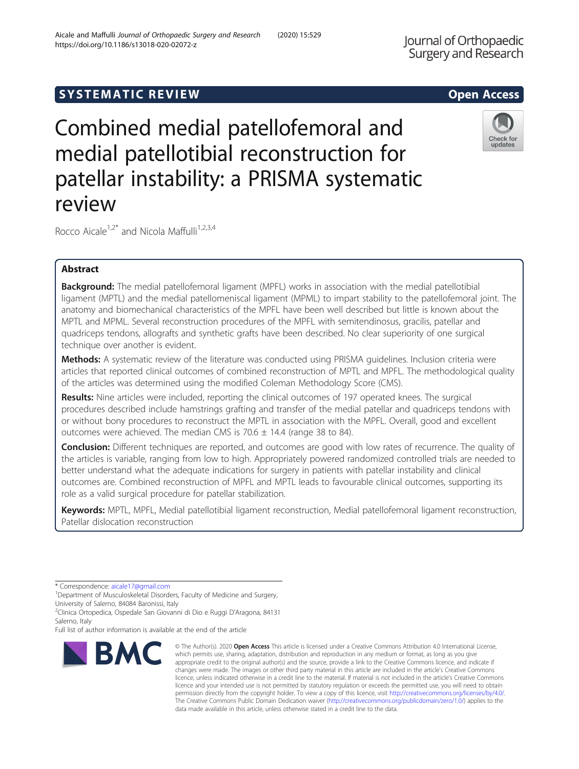SYSTEMATIC REVIEW

Open Access

# Combined medial patellofemoral and medial patellotibial reconstruction for patellar instability: a PRISMA systematic review

Rocco Aicale[1,2*] and Nicola Maffulli[1,2,3,4]

## Abstract

**Background:** The medial patellofemoral ligament (MPFL) works in association with the medial patellotibial ligament (MPTL) and the medial patellomeniscal ligament (MPML) to impart stability to the patellofemoral joint. The anatomy and biomechanical characteristics of the MPFL have been well described but little is known about the MPTL and MPML. Several reconstruction procedures of the MPFL with semitendinosus, gracilis, patellar and quadriceps tendons, allografts and synthetic grafts have been described. No clear superiority of one surgical technique over another is evident.

**Methods:** A systematic review of the literature was conducted using PRISMA guidelines. Inclusion criteria were articles that reported clinical outcomes of combined reconstruction of MPTL and MPFL. The methodological quality of the articles was determined using the modified Coleman Methodology Score (CMS).

**Results:** Nine articles were included, reporting the clinical outcomes of 197 operated knees. The surgical procedures described include hamstrings grafting and transfer of the medial patellar and quadriceps tendons with or without bony procedures to reconstruct the MPTL in association with the MPFL. Overall, good and excellent outcomes were achieved. The median CMS is 70.6 ± 14.4 (range 38 to 84).

**Conclusion:** Different techniques are reported, and outcomes are good with low rates of recurrence. The quality of the articles is variable, ranging from low to high. Appropriately powered randomized controlled trials are needed to better understand what the adequate indications for surgery in patients with patellar instability and clinical outcomes are. Combined reconstruction of MPFL and MPTL leads to favourable clinical outcomes, supporting its role as a valid surgical procedure for patellar stabilization.

**Keywords:** MPTL, MPFL, Medial patellotibial ligament reconstruction, Medial patellofemoral ligament reconstruction, Patellar dislocation reconstruction

* Correspondence: aicale17@gmail.com
[1]Department of Musculoskeletal Disorders, Faculty of Medicine and Surgery, University of Salerno, 84084 Baronissi, Italy
[2]Clinica Ortopedica, Ospedale San Giovanni di Dio e Ruggi D'Aragona, 84131 Salerno, Italy
Full list of author information is available at the end of the article

© The Author(s). 2020 **Open Access** This article is licensed under a Creative Commons Attribution 4.0 International License, which permits use, sharing, adaptation, distribution and reproduction in any medium or format, as long as you give appropriate credit to the original author(s) and the source, provide a link to the Creative Commons licence, and indicate if changes were made. The images or other third party material in this article are included in the article's Creative Commons licence, unless indicated otherwise in a credit line to the material. If material is not included in the article's Creative Commons licence and your intended use is not permitted by statutory regulation or exceeds the permitted use, you will need to obtain permission directly from the copyright holder. To view a copy of this licence, visit http://creativecommons.org/licenses/by/4.0/. The Creative Commons Public Domain Dedication waiver (http://creativecommons.org/publicdomain/zero/1.0/) applies to the data made available in this article, unless otherwise stated in a credit line to the data.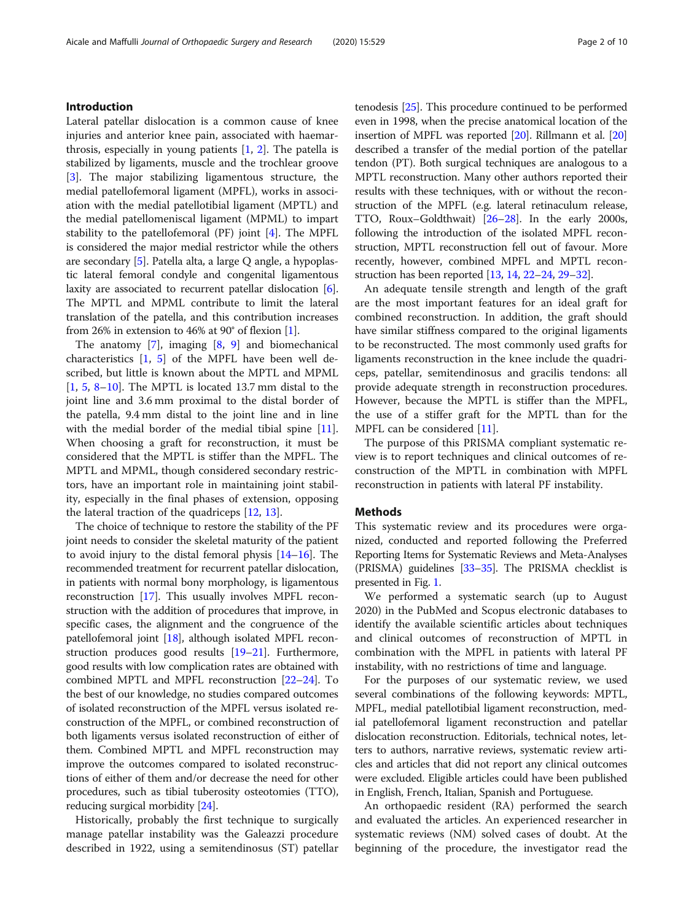## Introduction

Lateral patellar dislocation is a common cause of knee injuries and anterior knee pain, associated with haemarthrosis, especially in young patients [1, 2]. The patella is stabilized by ligaments, muscle and the trochlear groove [3]. The major stabilizing ligamentous structure, the medial patellofemoral ligament (MPFL), works in association with the medial patellotibial ligament (MPTL) and the medial patellomeniscal ligament (MPML) to impart stability to the patellofemoral (PF) joint [4]. The MPFL is considered the major medial restrictor while the others are secondary [5]. Patella alta, a large Q angle, a hypoplastic lateral femoral condyle and congenital ligamentous laxity are associated to recurrent patellar dislocation [6]. The MPTL and MPML contribute to limit the lateral translation of the patella, and this contribution increases from 26% in extension to 46% at 90° of flexion [1].

The anatomy [7], imaging [8, 9] and biomechanical characteristics [1, 5] of the MPFL have been well described, but little is known about the MPTL and MPML [1, 5, 8–10]. The MPTL is located 13.7 mm distal to the joint line and 3.6 mm proximal to the distal border of the patella, 9.4 mm distal to the joint line and in line with the medial border of the medial tibial spine [11]. When choosing a graft for reconstruction, it must be considered that the MPTL is stiffer than the MPFL. The MPTL and MPML, though considered secondary restrictors, have an important role in maintaining joint stability, especially in the final phases of extension, opposing the lateral traction of the quadriceps [12, 13].

The choice of technique to restore the stability of the PF joint needs to consider the skeletal maturity of the patient to avoid injury to the distal femoral physis [14–16]. The recommended treatment for recurrent patellar dislocation, in patients with normal bony morphology, is ligamentous reconstruction [17]. This usually involves MPFL reconstruction with the addition of procedures that improve, in specific cases, the alignment and the congruence of the patellofemoral joint [18], although isolated MPFL reconstruction produces good results [19–21]. Furthermore, good results with low complication rates are obtained with combined MPTL and MPFL reconstruction [22–24]. To the best of our knowledge, no studies compared outcomes of isolated reconstruction of the MPFL versus isolated reconstruction of the MPFL, or combined reconstruction of both ligaments versus isolated reconstruction of either of them. Combined MPTL and MPFL reconstruction may improve the outcomes compared to isolated reconstructions of either of them and/or decrease the need for other procedures, such as tibial tuberosity osteotomies (TTO), reducing surgical morbidity [24].

Historically, probably the first technique to surgically manage patellar instability was the Galeazzi procedure described in 1922, using a semitendinosus (ST) patellar tenodesis [25]. This procedure continued to be performed even in 1998, when the precise anatomical location of the insertion of MPFL was reported [20]. Rillmann et al. [20] described a transfer of the medial portion of the patellar tendon (PT). Both surgical techniques are analogous to a MPTL reconstruction. Many other authors reported their results with these techniques, with or without the reconstruction of the MPFL (e.g. lateral retinaculum release, TTO, Roux–Goldthwait) [26–28]. In the early 2000s, following the introduction of the isolated MPFL reconstruction, MPTL reconstruction fell out of favour. More recently, however, combined MPFL and MPTL reconstruction has been reported [13, 14, 22–24, 29–32].

An adequate tensile strength and length of the graft are the most important features for an ideal graft for combined reconstruction. In addition, the graft should have similar stiffness compared to the original ligaments to be reconstructed. The most commonly used grafts for ligaments reconstruction in the knee include the quadriceps, patellar, semitendinosus and gracilis tendons: all provide adequate strength in reconstruction procedures. However, because the MPTL is stiffer than the MPFL, the use of a stiffer graft for the MPTL than for the MPFL can be considered [11].

The purpose of this PRISMA compliant systematic review is to report techniques and clinical outcomes of reconstruction of the MPTL in combination with MPFL reconstruction in patients with lateral PF instability.

## Methods

This systematic review and its procedures were organized, conducted and reported following the Preferred Reporting Items for Systematic Reviews and Meta-Analyses (PRISMA) guidelines [33–35]. The PRISMA checklist is presented in Fig. 1.

We performed a systematic search (up to August 2020) in the PubMed and Scopus electronic databases to identify the available scientific articles about techniques and clinical outcomes of reconstruction of MPTL in combination with the MPFL in patients with lateral PF instability, with no restrictions of time and language.

For the purposes of our systematic review, we used several combinations of the following keywords: MPTL, MPFL, medial patellotibial ligament reconstruction, medial patellofemoral ligament reconstruction and patellar dislocation reconstruction. Editorials, technical notes, letters to authors, narrative reviews, systematic review articles and articles that did not report any clinical outcomes were excluded. Eligible articles could have been published in English, French, Italian, Spanish and Portuguese.

An orthopaedic resident (RA) performed the search and evaluated the articles. An experienced researcher in systematic reviews (NM) solved cases of doubt. At the beginning of the procedure, the investigator read the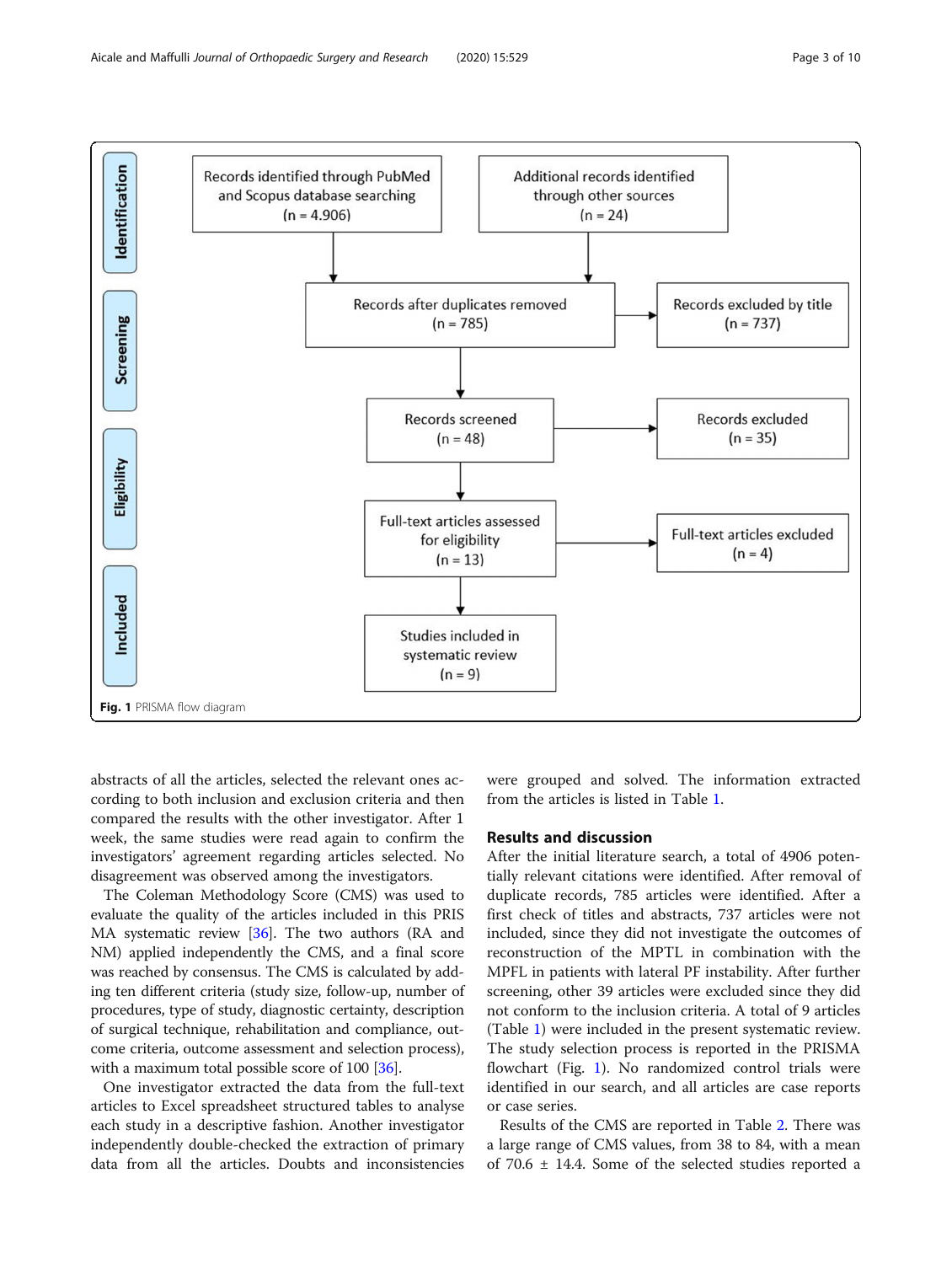Identification

Records identified through PubMed and Scopus database searching (n = 4.906)

Additional records identified through other sources (n = 24)

Screening

Records after duplicates removed (n = 785)

Records excluded by title (n = 737)

Records screened (n = 48)

Records excluded (n = 35)

Eligibility

Full-text articles assessed for eligibility (n = 13)

Full-text articles excluded (n = 4)

Included

Studies included in systematic review (n = 9)

**Fig. 1** PRISMA flow diagram

abstracts of all the articles, selected the relevant ones according to both inclusion and exclusion criteria and then compared the results with the other investigator. After 1 week, the same studies were read again to confirm the investigators' agreement regarding articles selected. No disagreement was observed among the investigators.

The Coleman Methodology Score (CMS) was used to evaluate the quality of the articles included in this PRISMA systematic review [36]. The two authors (RA and NM) applied independently the CMS, and a final score was reached by consensus. The CMS is calculated by adding ten different criteria (study size, follow-up, number of procedures, type of study, diagnostic certainty, description of surgical technique, rehabilitation and compliance, outcome criteria, outcome assessment and selection process), with a maximum total possible score of 100 [36].

One investigator extracted the data from the full-text articles to Excel spreadsheet structured tables to analyse each study in a descriptive fashion. Another investigator independently double-checked the extraction of primary data from all the articles. Doubts and inconsistencies were grouped and solved. The information extracted from the articles is listed in Table 1.

## Results and discussion

After the initial literature search, a total of 4906 potentially relevant citations were identified. After removal of duplicate records, 785 articles were identified. After a first check of titles and abstracts, 737 articles were not included, since they did not investigate the outcomes of reconstruction of the MPTL in combination with the MPFL in patients with lateral PF instability. After further screening, other 39 articles were excluded since they did not conform to the inclusion criteria. A total of 9 articles (Table 1) were included in the present systematic review. The study selection process is reported in the PRISMA flowchart (Fig. 1). No randomized control trials were identified in our search, and all articles are case reports or case series.

Results of the CMS are reported in Table 2. There was a large range of CMS values, from 38 to 84, with a mean of 70.6 ± 14.4. Some of the selected studies reported a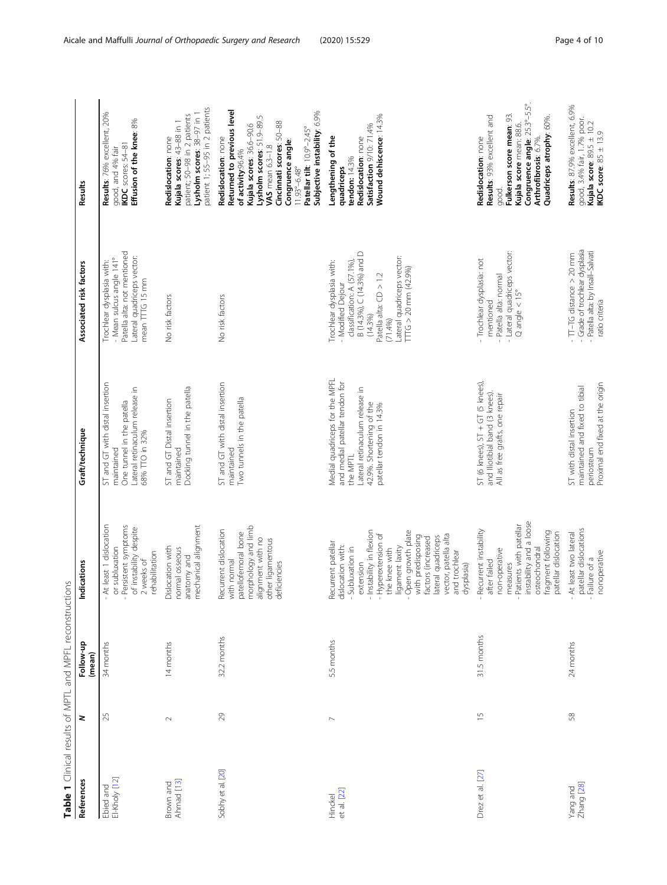**Table 1** Clinical results of MPTL and MPFL reconstructions

| References | N | Follow-up (mean) | Indications | Graft/technique | Associated risk factors | Results |
|---|---|---|---|---|---|---|
| Ebied and El-Kholy [12] | 25 | 34 months | - At least 1 dislocation or subluxation<br>- Persistent symptoms of instability despite 2 weeks of rehabilitation | ST and GT with distal insertion maintained<br>One tunnel in the patella<br>Lateral retinaculum release in 68% TTO in 32% | Trochlear dysplasia with:<br>- Mean sulcus angle 141°<br>Patella alta: not mentioned<br>Lateral quadriceps vector: mean TTTG 15 mm | **Results**: 76% excellent, 20% good, and 4% fair<br>**IKDC** scores: 54–81<br>**Effusion of the knee**: 8% |
| Brown and Ahmad [13] | 2 | 14 months | Dislocation with normal osseous anatomy and mechanical alignment | ST and GT Distal insertion maintained<br>Docking tunnel in the patella | No risk factors | **Redislocation**: none<br>**Kujala scores**: 43–88 in 1 patient; 50–98 in 2 patients<br>**Lysholm scores**: 38–97 in 1 patient 1; 55–95 in 2 patients |
| Sobhy et al. [20] | 29 | 32.2 months | Recurrent dislocation with normal patellofemoral bone morphology and limb alignment with no other ligamentous deficiencies | ST and GT with distal insertion maintained<br>Two tunnels in the patella | No risk factors | **Redislocation**: none<br>**Returned to previous level of activity**:96.4%<br>**Kujala scores**: 36.6–90.6<br>**Lysholm scores**: 51.9–89.5<br>**VAS** mean 6.3–1.8<br>**Cincinnati scores**: 50–88<br>**Congruence angle**: 11.93°–6.48°<br>**Patellar tilt**: 10.9°–2.45°<br>**Subjective instability**: 6.9% |
| Hinckel et al. [22] | 7 | 55 months | Recurrent patellar dislocation with:<br>- Subluxation in extension<br>- Instability in flexion<br>- Hyperextension of the knee with ligament laxity<br>- Open growth plate with predisposing factors (increased lateral quadriceps vector, patella alta and trochlear dysplasia) | Medial quadriceps for the MPFL and medial patellar tendon for the MPTL<br>Lateral retinaculum release in 42.9%, Shortening of the patellar tendon in 14.3% | Trochlear dysplasia with:<br>- Modified Dejour classification: A (57.1%), B (14.3%), C (14.3%) and D (14.3%)<br>Patella alta: CD > 1.2 (71.4%)<br>Lateral quadriceps vector: TTTG > 20 mm (42.9%) | **Lengthening of the quadriceps tendon**: 14.3%<br>**Redislocation**: none<br>**Satisfaction** 9/10: 71.4%<br>**Wound dehiscence**: 14.3% |
| Drez et al. [27] | 15 | 31.5 months | - Recurrent instability after failed non-operative measures<br>- Patients with patellar instability and a loose osteochondral fragment following patellar dislocation | ST (6 knees), ST + GT (5 knees), and Iliotibial band (3 knees). All as free grafts, one repair | - Trochlear dysplasia: not mentioned<br>- Patella alta: normal<br>- Lateral quadriceps vector: Q angle < 15° | **Redislocation**: none<br>**Results**: 93% excellent and good.<br>**Fulkerson score mean**: 93.<br>**Kujala score** mean: 88.6.<br>**Congruence angle**: 25.3° -5.5°.<br>**Arthrofibrosis**: 6.7%.<br>**Quadriceps atrophy**: 60%. |
| Yang and Zhang [28] | 58 | 24 months | - At least two lateral patellar dislocations<br>- Failure of a nonoperative | ST with distal insertion maintained and fixed to tibial periosteum<br>Proximal end fixed at the origin | - TT–TG distance > 20 mm<br>- Grade of trochlear dysplasia<br>- Patella alta: by Insall–Salvati ratio criteria | **Results**: 87.9% excellent, 6.9% good, 3.4% fair, 1.7% poor.<br>**Kujala score**: 89.5 ± 10.2<br>**IKDC score**: 85 ± 13.9 |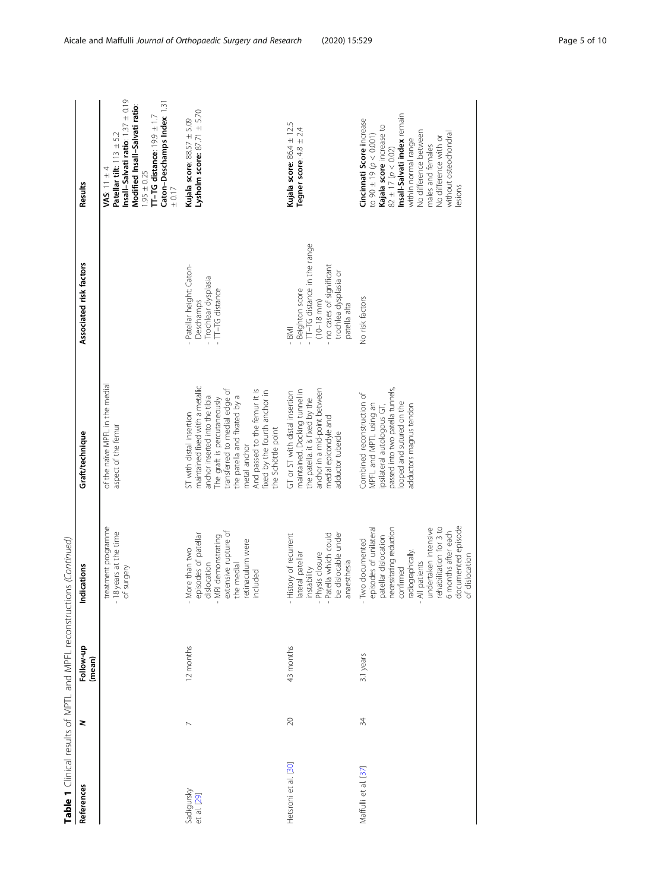**Table 1** Clinical results of MPTL and MPFL reconstructions *(Continued)*

| References | N | Follow-up (mean) | Indications | Graft/technique | Associated risk factors | Results |
|---|---|---|---|---|---|---|
| | | | treatment programme<br>- 18 years at the time of surgery | of the naïve MPFL in the medial aspect of the femur | | **VAS**: 11 ± 4<br>**Patellar tilt**: 11.3 ± 5.2<br>**Insall–Salvati ratio**: 1.37 ± 0.19<br>**Modified Insall–Salvati ratio**: 1.95 ± 0.25<br>**TT–TG distance**: 19.9 ± 1.7<br>**Caton–Deschamps Index**: 1.31 ± 0.17 |
| Sadigursky et al. [29] | 7 | 12 months | - More than two episodes of patellar dislocation<br>- MRI demonstrating extensive rupture of the medial retinaculum were included | ST with distal insertion maintained fixed with a metallic anchor inserted into the tibia<br>The graft is percutaneously transferred to medial edge of the patella and fixated by a metal anchor<br>And passed to the femur it is fixed by the fourth anchor in the Schöttle point | - Patellar height: Caton-Deschamps<br>- Trochlear dysplasia<br>- TT–TG distance | **Kujala score**: 88.57 ± 5.09<br>**Lysholm score**: 87.71 ± 5.70 |
| Hetsroni et al. [30] | 20 | 43 months | - History of recurrent lateral patellar instability<br>- Physis closure<br>- Patella which could be dislocable under anaesthesia | GT or ST with distal insertion maintained. Docking tunnel in the patella. it is fixed by the anchor in a mid-point between medial epicondyle and adductor tubercle | - BMI<br>- Beighton score<br>- TT–TG distance in the range (10–18 mm)<br>- no cases of significant trochlea dysplasia or patella alta | **Kujala score**: 86.4 ± 12.5<br>**Tegner score**: 4.8 ± 2.4 |
| Maffulli et al. [37] | 34 | 3.1 years | - Two documented episodes of unilateral patellar dislocation necessitating reduction confirmed radiographically.<br>- All patients undertaken intensive rehabilitation for 3 to 6 months after each documented episode of dislocation | Combined reconstruction of MPFL and MPTL using an ipsilateral autologous GT, passed into two patella tunnels, looped and sutured on the adductors magnus tendon | No risk factors | **Cincinnati Score** increase to 90 ± 19 ($p < 0.001$)<br>**Kajala score** increase to 82 ± 17 ($p < 0.02$)<br>**Insall-Salvati index** remain within normal range<br>No difference between males and females<br>No difference with or without osteochondral lesions |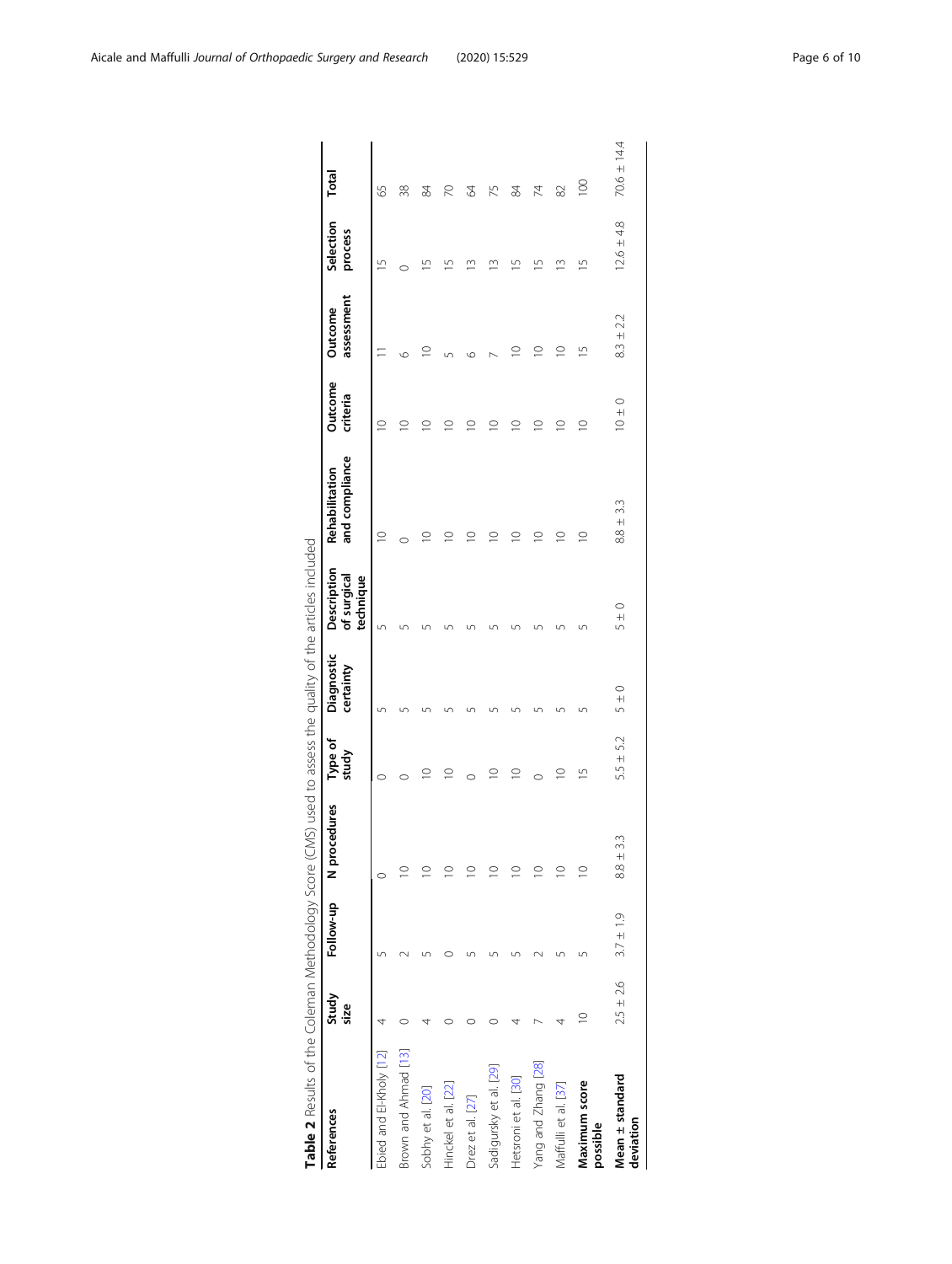**Table 2** Results of the Coleman Methodology Score (CMS) used to assess the quality of the articles included

| References | Study size | Follow-up | N procedures | Type of study | Diagnostic certainty | Description of surgical technique | Rehabilitation and compliance | Outcome criteria | Outcome assessment | Selection process | Total |
|---|---|---|---|---|---|---|---|---|---|---|---|
| Ebied and El-Kholy [12] | 4 | 5 | 0 | 0 | 5 | 5 | 10 | 10 | 11 | 15 | 65 |
| Brown and Ahmad [13] | 0 | 2 | 10 | 0 | 5 | 5 | 0 | 10 | 6 | 0 | 38 |
| Sobhy et al. [20] | 4 | 5 | 10 | 10 | 5 | 5 | 10 | 10 | 10 | 15 | 84 |
| Hinckel et al. [22] | 0 | 0 | 10 | 10 | 5 | 5 | 10 | 10 | 5 | 15 | 70 |
| Drez et al. [27] | 0 | 5 | 10 | 0 | 5 | 5 | 10 | 10 | 6 | 13 | 64 |
| Sadigursky et al. [29] | 0 | 5 | 10 | 10 | 5 | 5 | 10 | 10 | 7 | 13 | 75 |
| Hetsroni et al. [30] | 4 | 5 | 10 | 10 | 5 | 5 | 10 | 10 | 10 | 15 | 84 |
| Yang and Zhang [28] | 7 | 2 | 10 | 0 | 5 | 5 | 10 | 10 | 10 | 15 | 74 |
| Maffulli et al. [37] | 4 | 5 | 10 | 10 | 5 | 5 | 10 | 10 | 10 | 13 | 82 |
| **Maximum score possible** | 10 | 5 | 10 | 15 | 5 | 5 | 10 | 10 | 15 | 15 | 100 |
| **Mean ± standard deviation** | 2.5 ± 2.6 | 3.7 ± 1.9 | 8.8 ± 3.3 | 5.5 ± 5.2 | 5 ± 0 | 5 ± 0 | 8.8 ± 3.3 | 10 ± 0 | 8.3 ± 2.2 | 12.6 ± 4.8 | 70.6 ± 14.4 |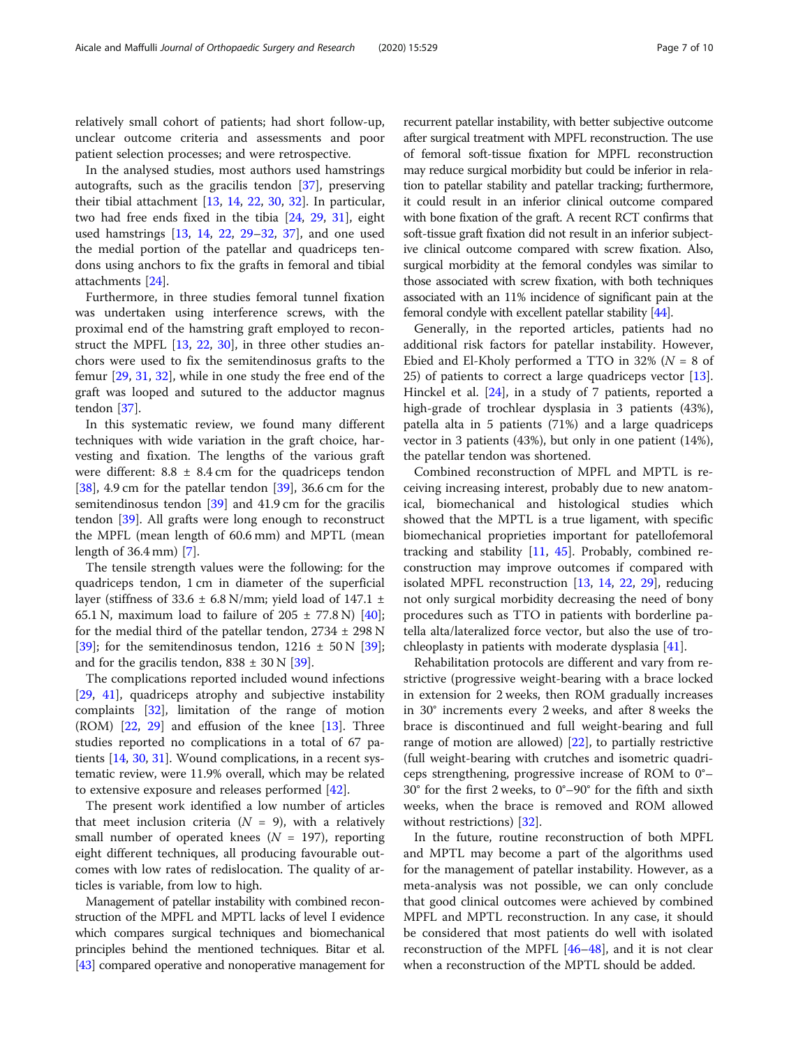relatively small cohort of patients; had short follow-up, unclear outcome criteria and assessments and poor patient selection processes; and were retrospective.

In the analysed studies, most authors used hamstrings autografts, such as the gracilis tendon [37], preserving their tibial attachment [13, 14, 22, 30, 32]. In particular, two had free ends fixed in the tibia [24, 29, 31], eight used hamstrings [13, 14, 22, 29–32, 37], and one used the medial portion of the patellar and quadriceps tendons using anchors to fix the grafts in femoral and tibial attachments [24].

Furthermore, in three studies femoral tunnel fixation was undertaken using interference screws, with the proximal end of the hamstring graft employed to reconstruct the MPFL [13, 22, 30], in three other studies anchors were used to fix the semitendinosus grafts to the femur [29, 31, 32], while in one study the free end of the graft was looped and sutured to the adductor magnus tendon [37].

In this systematic review, we found many different techniques with wide variation in the graft choice, harvesting and fixation. The lengths of the various graft were different: 8.8 ± 8.4 cm for the quadriceps tendon [38], 4.9 cm for the patellar tendon [39], 36.6 cm for the semitendinosus tendon [39] and 41.9 cm for the gracilis tendon [39]. All grafts were long enough to reconstruct the MPFL (mean length of 60.6 mm) and MPTL (mean length of 36.4 mm) [7].

The tensile strength values were the following: for the quadriceps tendon, 1 cm in diameter of the superficial layer (stiffness of 33.6 ± 6.8 N/mm; yield load of 147.1 ± 65.1 N, maximum load to failure of 205 ± 77.8 N) [40]; for the medial third of the patellar tendon, 2734 ± 298 N [39]; for the semitendinosus tendon, 1216 ± 50 N [39]; and for the gracilis tendon, 838 ± 30 N [39].

The complications reported included wound infections [29, 41], quadriceps atrophy and subjective instability complaints [32], limitation of the range of motion (ROM) [22, 29] and effusion of the knee [13]. Three studies reported no complications in a total of 67 patients [14, 30, 31]. Wound complications, in a recent systematic review, were 11.9% overall, which may be related to extensive exposure and releases performed [42].

The present work identified a low number of articles that meet inclusion criteria ($N$ = 9), with a relatively small number of operated knees ($N$ = 197), reporting eight different techniques, all producing favourable outcomes with low rates of redislocation. The quality of articles is variable, from low to high.

Management of patellar instability with combined reconstruction of the MPFL and MPTL lacks of level I evidence which compares surgical techniques and biomechanical principles behind the mentioned techniques. Bitar et al. [43] compared operative and nonoperative management for recurrent patellar instability, with better subjective outcome after surgical treatment with MPFL reconstruction. The use of femoral soft-tissue fixation for MPFL reconstruction may reduce surgical morbidity but could be inferior in relation to patellar stability and patellar tracking; furthermore, it could result in an inferior clinical outcome compared with bone fixation of the graft. A recent RCT confirms that soft-tissue graft fixation did not result in an inferior subjective clinical outcome compared with screw fixation. Also, surgical morbidity at the femoral condyles was similar to those associated with screw fixation, with both techniques associated with an 11% incidence of significant pain at the femoral condyle with excellent patellar stability [44].

Generally, in the reported articles, patients had no additional risk factors for patellar instability. However, Ebied and El-Kholy performed a TTO in 32% ($N$ = 8 of 25) of patients to correct a large quadriceps vector [13]. Hinckel et al. [24], in a study of 7 patients, reported a high-grade of trochlear dysplasia in 3 patients (43%), patella alta in 5 patients (71%) and a large quadriceps vector in 3 patients (43%), but only in one patient (14%), the patellar tendon was shortened.

Combined reconstruction of MPFL and MPTL is receiving increasing interest, probably due to new anatomical, biomechanical and histological studies which showed that the MPTL is a true ligament, with specific biomechanical proprieties important for patellofemoral tracking and stability [11, 45]. Probably, combined reconstruction may improve outcomes if compared with isolated MPFL reconstruction [13, 14, 22, 29], reducing not only surgical morbidity decreasing the need of bony procedures such as TTO in patients with borderline patella alta/lateralized force vector, but also the use of trochleoplasty in patients with moderate dysplasia [41].

Rehabilitation protocols are different and vary from restrictive (progressive weight-bearing with a brace locked in extension for 2 weeks, then ROM gradually increases in 30° increments every 2 weeks, and after 8 weeks the brace is discontinued and full weight-bearing and full range of motion are allowed) [22], to partially restrictive (full weight-bearing with crutches and isometric quadriceps strengthening, progressive increase of ROM to 0°–30° for the first 2 weeks, to 0°–90° for the fifth and sixth weeks, when the brace is removed and ROM allowed without restrictions) [32].

In the future, routine reconstruction of both MPFL and MPTL may become a part of the algorithms used for the management of patellar instability. However, as a meta-analysis was not possible, we can only conclude that good clinical outcomes were achieved by combined MPFL and MPTL reconstruction. In any case, it should be considered that most patients do well with isolated reconstruction of the MPFL [46–48], and it is not clear when a reconstruction of the MPTL should be added.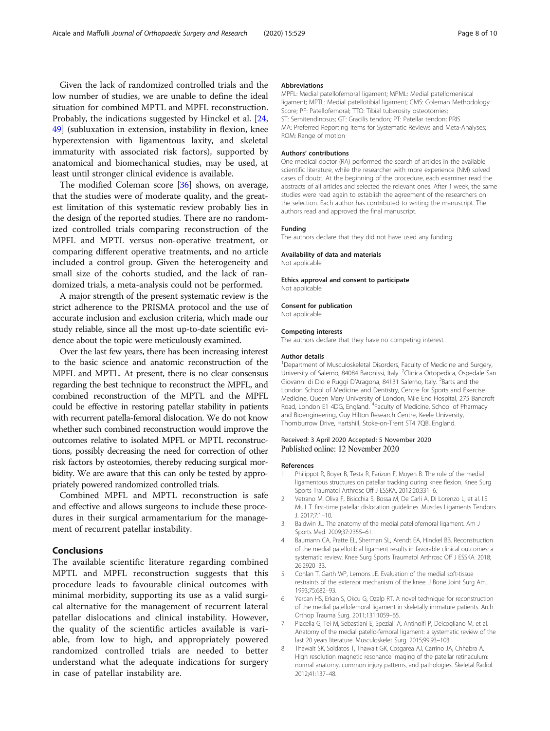Given the lack of randomized controlled trials and the low number of studies, we are unable to define the ideal situation for combined MPTL and MPFL reconstruction. Probably, the indications suggested by Hinckel et al. [24, 49] (subluxation in extension, instability in flexion, knee hyperextension with ligamentous laxity, and skeletal immaturity with associated risk factors), supported by anatomical and biomechanical studies, may be used, at least until stronger clinical evidence is available.

The modified Coleman score [36] shows, on average, that the studies were of moderate quality, and the greatest limitation of this systematic review probably lies in the design of the reported studies. There are no randomized controlled trials comparing reconstruction of the MPFL and MPTL versus non-operative treatment, or comparing different operative treatments, and no article included a control group. Given the heterogeneity and small size of the cohorts studied, and the lack of randomized trials, a meta-analysis could not be performed.

A major strength of the present systematic review is the strict adherence to the PRISMA protocol and the use of accurate inclusion and exclusion criteria, which made our study reliable, since all the most up-to-date scientific evidence about the topic were meticulously examined.

Over the last few years, there has been increasing interest to the basic science and anatomic reconstruction of the MPFL and MPTL. At present, there is no clear consensus regarding the best technique to reconstruct the MPFL, and combined reconstruction of the MPTL and the MPFL could be effective in restoring patellar stability in patients with recurrent patella-femoral dislocation. We do not know whether such combined reconstruction would improve the outcomes relative to isolated MPFL or MPTL reconstructions, possibly decreasing the need for correction of other risk factors by osteotomies, thereby reducing surgical morbidity. We are aware that this can only be tested by appropriately powered randomized controlled trials.

Combined MPFL and MPTL reconstruction is safe and effective and allows surgeons to include these procedures in their surgical armamentarium for the management of recurrent patellar instability.

## Conclusions

The available scientific literature regarding combined MPTL and MPFL reconstruction suggests that this procedure leads to favourable clinical outcomes with minimal morbidity, supporting its use as a valid surgical alternative for the management of recurrent lateral patellar dislocations and clinical instability. However, the quality of the scientific articles available is variable, from low to high, and appropriately powered randomized controlled trials are needed to better understand what the adequate indications for surgery in case of patellar instability are.

#### Abbreviations

MPFL: Medial patellofemoral ligament; MPML: Medial patellomeniscal ligament; MPTL: Medial patellotibial ligament; CMS: Coleman Methodology Score; PF: Patellofemoral; TTO: Tibial tuberosity osteotomies; ST: Semitendinosus; GT: Gracilis tendon; PT: Patellar tendon; PRISMA: Preferred Reporting Items for Systematic Reviews and Meta-Analyses; ROM: Range of motion

#### Authors' contributions

One medical doctor (RA) performed the search of articles in the available scientific literature, while the researcher with more experience (NM) solved cases of doubt. At the beginning of the procedure, each examiner read the abstracts of all articles and selected the relevant ones. After 1 week, the same studies were read again to establish the agreement of the researchers on the selection. Each author has contributed to writing the manuscript. The authors read and approved the final manuscript.

#### Funding

The authors declare that they did not have used any funding.

#### Availability of data and materials

Not applicable

#### Ethics approval and consent to participate

Not applicable

#### Consent for publication

Not applicable

#### Competing interests

The authors declare that they have no competing interest.

#### Author details

[1]Department of Musculoskeletal Disorders, Faculty of Medicine and Surgery, University of Salerno, 84084 Baronissi, Italy. [2]Clinica Ortopedica, Ospedale San Giovanni di Dio e Ruggi D'Aragona, 84131 Salerno, Italy. [3]Barts and the London School of Medicine and Dentistry, Centre for Sports and Exercise Medicine, Queen Mary University of London, Mile End Hospital, 275 Bancroft Road, London E1 4DG, England. [4]Faculty of Medicine, School of Pharmacy and Bioengineering, Guy Hilton Research Centre, Keele University, Thornburrow Drive, Hartshill, Stoke-on-Trent ST4 7QB, England.

Received: 3 April 2020 Accepted: 5 November 2020
Published online: 12 November 2020

#### References

1. Philippot R, Boyer B, Testa R, Farizon F, Moyen B. The role of the medial ligamentous structures on patellar tracking during knee flexion. Knee Surg Sports Traumatol Arthrosc Off J ESSKA. 2012;20:331–6.
2. Vetrano M, Oliva F, Bisicchia S, Bossa M, De Carli A, Di Lorenzo L, et al. I.S. Mu.L.T. first-time patellar dislocation guidelines. Muscles Ligaments Tendons J. 2017;7:1–10.
3. Baldwin JL. The anatomy of the medial patellofemoral ligament. Am J Sports Med. 2009;37:2355–61.
4. Baumann CA, Pratte EL, Sherman SL, Arendt EA, Hinckel BB. Reconstruction of the medial patellotibial ligament results in favorable clinical outcomes: a systematic review. Knee Surg Sports Traumatol Arthrosc Off J ESSKA. 2018;26:2920–33.
5. Conlan T, Garth WP, Lemons JE. Evaluation of the medial soft-tissue restraints of the extensor mechanism of the knee. J Bone Joint Surg Am. 1993;75:682–93.
6. Yercan HS, Erkan S, Okcu G, Ozalp RT. A novel technique for reconstruction of the medial patellofemoral ligament in skeletally immature patients. Arch Orthop Trauma Surg. 2011;131:1059–65.
7. Placella G, Tei M, Sebastiani E, Speziali A, Antinolfi P, Delcogliano M, et al. Anatomy of the medial patello-femoral ligament: a systematic review of the last 20 years literature. Musculoskelet Surg. 2015;99:93–103.
8. Thawait SK, Soldatos T, Thawait GK, Cosgarea AJ, Carrino JA, Chhabra A. High resolution magnetic resonance imaging of the patellar retinaculum: normal anatomy, common injury patterns, and pathologies. Skeletal Radiol. 2012;41:137–48.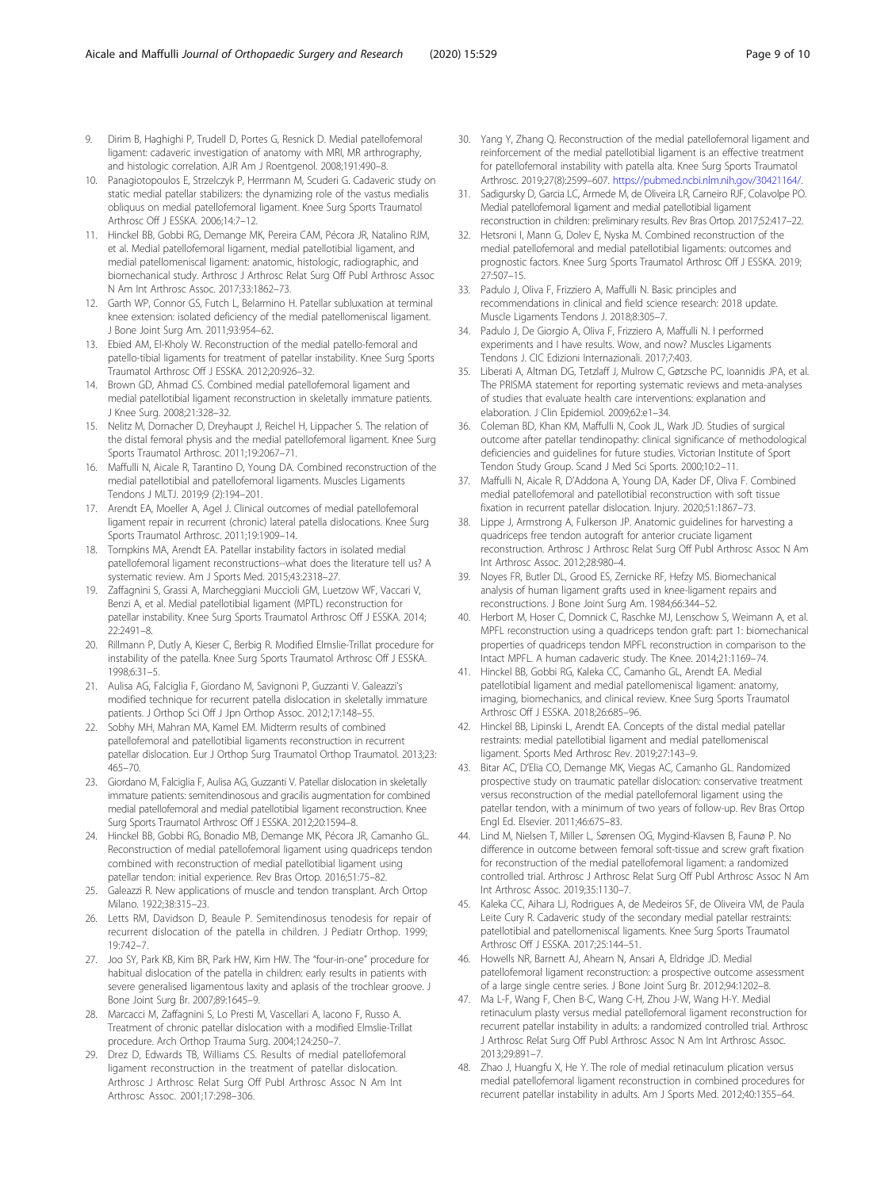9. Dirim B, Haghighi P, Trudell D, Portes G, Resnick D. Medial patellofemoral ligament: cadaveric investigation of anatomy with MRI, MR arthrography, and histologic correlation. AJR Am J Roentgenol. 2008;191:490–8.
10. Panagiotopoulos E, Strzelczyk P, Herrmann M, Scuderi G. Cadaveric study on static medial patellar stabilizers: the dynamizing role of the vastus medialis obliquus on medial patellofemoral ligament. Knee Surg Sports Traumatol Arthrosc Off J ESSKA. 2006;14:7–12.
11. Hinckel BB, Gobbi RG, Demange MK, Pereira CAM, Pécora JR, Natalino RJM, et al. Medial patellofemoral ligament, medial patellotibial ligament, and medial patellomeniscal ligament: anatomic, histologic, radiographic, and biomechanical study. Arthrosc J Arthrosc Relat Surg Off Publ Arthrosc Assoc N Am Int Arthrosc Assoc. 2017;33:1862–73.
12. Garth WP, Connor GS, Futch L, Belarmino H. Patellar subluxation at terminal knee extension: isolated deficiency of the medial patellomeniscal ligament. J Bone Joint Surg Am. 2011;93:954–62.
13. Ebied AM, El-Kholy W. Reconstruction of the medial patello-femoral and patello-tibial ligaments for treatment of patellar instability. Knee Surg Sports Traumatol Arthrosc Off J ESSKA. 2012;20:926–32.
14. Brown GD, Ahmad CS. Combined medial patellofemoral ligament and medial patellotibial ligament reconstruction in skeletally immature patients. J Knee Surg. 2008;21:328–32.
15. Nelitz M, Dornacher D, Dreyhaupt J, Reichel H, Lippacher S. The relation of the distal femoral physis and the medial patellofemoral ligament. Knee Surg Sports Traumatol Arthrosc. 2011;19:2067–71.
16. Maffulli N, Aicale R, Tarantino D, Young DA. Combined reconstruction of the medial patellotibial and patellofemoral ligaments. Muscles Ligaments Tendons J MLTJ. 2019;9 (2):194–201.
17. Arendt EA, Moeller A, Agel J. Clinical outcomes of medial patellofemoral ligament repair in recurrent (chronic) lateral patella dislocations. Knee Surg Sports Traumatol Arthrosc. 2011;19:1909–14.
18. Tompkins MA, Arendt EA. Patellar instability factors in isolated medial patellofemoral ligament reconstructions--what does the literature tell us? A systematic review. Am J Sports Med. 2015;43:2318–27.
19. Zaffagnini S, Grassi A, Marcheggiani Muccioli GM, Luetzow WF, Vaccari V, Benzi A, et al. Medial patellotibial ligament (MPTL) reconstruction for patellar instability. Knee Surg Sports Traumatol Arthrosc Off J ESSKA. 2014; 22:2491–8.
20. Rillmann P, Dutly A, Kieser C, Berbig R. Modified Elmslie-Trillat procedure for instability of the patella. Knee Surg Sports Traumatol Arthrosc Off J ESSKA. 1998;6:31–5.
21. Aulisa AG, Falciglia F, Giordano M, Savignoni P, Guzzanti V. Galeazzi's modified technique for recurrent patella dislocation in skeletally immature patients. J Orthop Sci Off J Jpn Orthop Assoc. 2012;17:148–55.
22. Sobhy MH, Mahran MA, Kamel EM. Midterm results of combined patellofemoral and patellotibial ligaments reconstruction in recurrent patellar dislocation. Eur J Orthop Surg Traumatol Orthop Traumatol. 2013;23: 465–70.
23. Giordano M, Falciglia F, Aulisa AG, Guzzanti V. Patellar dislocation in skeletally immature patients: semitendinosous and gracilis augmentation for combined medial patellofemoral and medial patellotibial ligament reconstruction. Knee Surg Sports Traumatol Arthrosc Off J ESSKA. 2012;20:1594–8.
24. Hinckel BB, Gobbi RG, Bonadio MB, Demange MK, Pécora JR, Camanho GL. Reconstruction of medial patellofemoral ligament using quadriceps tendon combined with reconstruction of medial patellotibial ligament using patellar tendon: initial experience. Rev Bras Ortop. 2016;51:75–82.
25. Galeazzi R. New applications of muscle and tendon transplant. Arch Ortop Milano. 1922;38:315–23.
26. Letts RM, Davidson D, Beaule P. Semitendinosus tenodesis for repair of recurrent dislocation of the patella in children. J Pediatr Orthop. 1999; 19:742–7.
27. Joo SY, Park KB, Kim BR, Park HW, Kim HW. The "four-in-one" procedure for habitual dislocation of the patella in children: early results in patients with severe generalised ligamentous laxity and aplasis of the trochlear groove. J Bone Joint Surg Br. 2007;89:1645–9.
28. Marcacci M, Zaffagnini S, Lo Presti M, Vascellari A, Iacono F, Russo A. Treatment of chronic patellar dislocation with a modified Elmslie-Trillat procedure. Arch Orthop Trauma Surg. 2004;124:250–7.
29. Drez D, Edwards TB, Williams CS. Results of medial patellofemoral ligament reconstruction in the treatment of patellar dislocation. Arthrosc J Arthrosc Relat Surg Off Publ Arthrosc Assoc N Am Int Arthrosc Assoc. 2001;17:298–306.
30. Yang Y, Zhang Q. Reconstruction of the medial patellofemoral ligament and reinforcement of the medial patellotibial ligament is an effective treatment for patellofemoral instability with patella alta. Knee Surg Sports Traumatol Arthrosc. 2019;27(8):2599–607. https://pubmed.ncbi.nlm.nih.gov/30421164/.
31. Sadigursky D, Garcia LC, Armede M, de Oliveira LR, Carneiro RJF, Colavolpe PO. Medial patellofemoral ligament and medial patellotibial ligament reconstruction in children: preliminary results. Rev Bras Ortop. 2017;52:417–22.
32. Hetsroni I, Mann G, Dolev E, Nyska M. Combined reconstruction of the medial patellofemoral and medial patellotibial ligaments: outcomes and prognostic factors. Knee Surg Sports Traumatol Arthrosc Off J ESSKA. 2019; 27:507–15.
33. Padulo J, Oliva F, Frizziero A, Maffulli N. Basic principles and recommendations in clinical and field science research: 2018 update. Muscle Ligaments Tendons J. 2018;8:305–7.
34. Padulo J, De Giorgio A, Oliva F, Frizziero A, Maffulli N. I performed experiments and I have results. Wow, and now? Muscles Ligaments Tendons J. CIC Edizioni Internazionali. 2017;7:403.
35. Liberati A, Altman DG, Tetzlaff J, Mulrow C, Gøtzsche PC, Ioannidis JPA, et al. The PRISMA statement for reporting systematic reviews and meta-analyses of studies that evaluate health care interventions: explanation and elaboration. J Clin Epidemiol. 2009;62:e1–34.
36. Coleman BD, Khan KM, Maffulli N, Cook JL, Wark JD. Studies of surgical outcome after patellar tendinopathy: clinical significance of methodological deficiencies and guidelines for future studies. Victorian Institute of Sport Tendon Study Group. Scand J Med Sci Sports. 2000;10:2–11.
37. Maffulli N, Aicale R, D'Addona A, Young DA, Kader DF, Oliva F. Combined medial patellofemoral and patellotibial reconstruction with soft tissue fixation in recurrent patellar dislocation. Injury. 2020;51:1867–73.
38. Lippe J, Armstrong A, Fulkerson JP. Anatomic guidelines for harvesting a quadriceps free tendon autograft for anterior cruciate ligament reconstruction. Arthrosc J Arthrosc Relat Surg Off Publ Arthrosc Assoc N Am Int Arthrosc Assoc. 2012;28:980–4.
39. Noyes FR, Butler DL, Grood ES, Zernicke RF, Hefzy MS. Biomechanical analysis of human ligament grafts used in knee-ligament repairs and reconstructions. J Bone Joint Surg Am. 1984;66:344–52.
40. Herbort M, Hoser C, Domnick C, Raschke MJ, Lenschow S, Weimann A, et al. MPFL reconstruction using a quadriceps tendon graft: part 1: biomechanical properties of quadriceps tendon MPFL reconstruction in comparison to the Intact MPFL. A human cadaveric study. The Knee. 2014;21:1169–74.
41. Hinckel BB, Gobbi RG, Kaleka CC, Camanho GL, Arendt EA. Medial patellotibial ligament and medial patellomeniscal ligament: anatomy, imaging, biomechanics, and clinical review. Knee Surg Sports Traumatol Arthrosc Off J ESSKA. 2018;26:685–96.
42. Hinckel BB, Lipinski L, Arendt EA. Concepts of the distal medial patellar restraints: medial patellotibial ligament and medial patellomeniscal ligament. Sports Med Arthrosc Rev. 2019;27:143–9.
43. Bitar AC, D'Elia CO, Demange MK, Viegas AC, Camanho GL. Randomized prospective study on traumatic patellar dislocation: conservative treatment versus reconstruction of the medial patellofemoral ligament using the patellar tendon, with a minimum of two years of follow-up. Rev Bras Ortop Engl Ed. Elsevier. 2011;46:675–83.
44. Lind M, Nielsen T, Miller L, Sørensen OG, Mygind-Klavsen B, Faunø P. No difference in outcome between femoral soft-tissue and screw graft fixation for reconstruction of the medial patellofemoral ligament: a randomized controlled trial. Arthrosc J Arthrosc Relat Surg Off Publ Arthrosc Assoc N Am Int Arthrosc Assoc. 2019;35:1130–7.
45. Kaleka CC, Aihara LJ, Rodrigues A, de Medeiros SF, de Oliveira VM, de Paula Leite Cury R. Cadaveric study of the secondary medial patellar restraints: patellotibial and patellomeniscal ligaments. Knee Surg Sports Traumatol Arthrosc Off J ESSKA. 2017;25:144–51.
46. Howells NR, Barnett AJ, Ahearn N, Ansari A, Eldridge JD. Medial patellofemoral ligament reconstruction: a prospective outcome assessment of a large single centre series. J Bone Joint Surg Br. 2012;94:1202–8.
47. Ma L-F, Wang F, Chen B-C, Wang C-H, Zhou J-W, Wang H-Y. Medial retinaculum plasty versus medial patellofemoral ligament reconstruction for recurrent patellar instability in adults: a randomized controlled trial. Arthrosc J Arthrosc Relat Surg Off Publ Arthrosc Assoc N Am Int Arthrosc Assoc. 2013;29:891–7.
48. Zhao J, Huangfu X, He Y. The role of medial retinaculum plication versus medial patellofemoral ligament reconstruction in combined procedures for recurrent patellar instability in adults. Am J Sports Med. 2012;40:1355–64.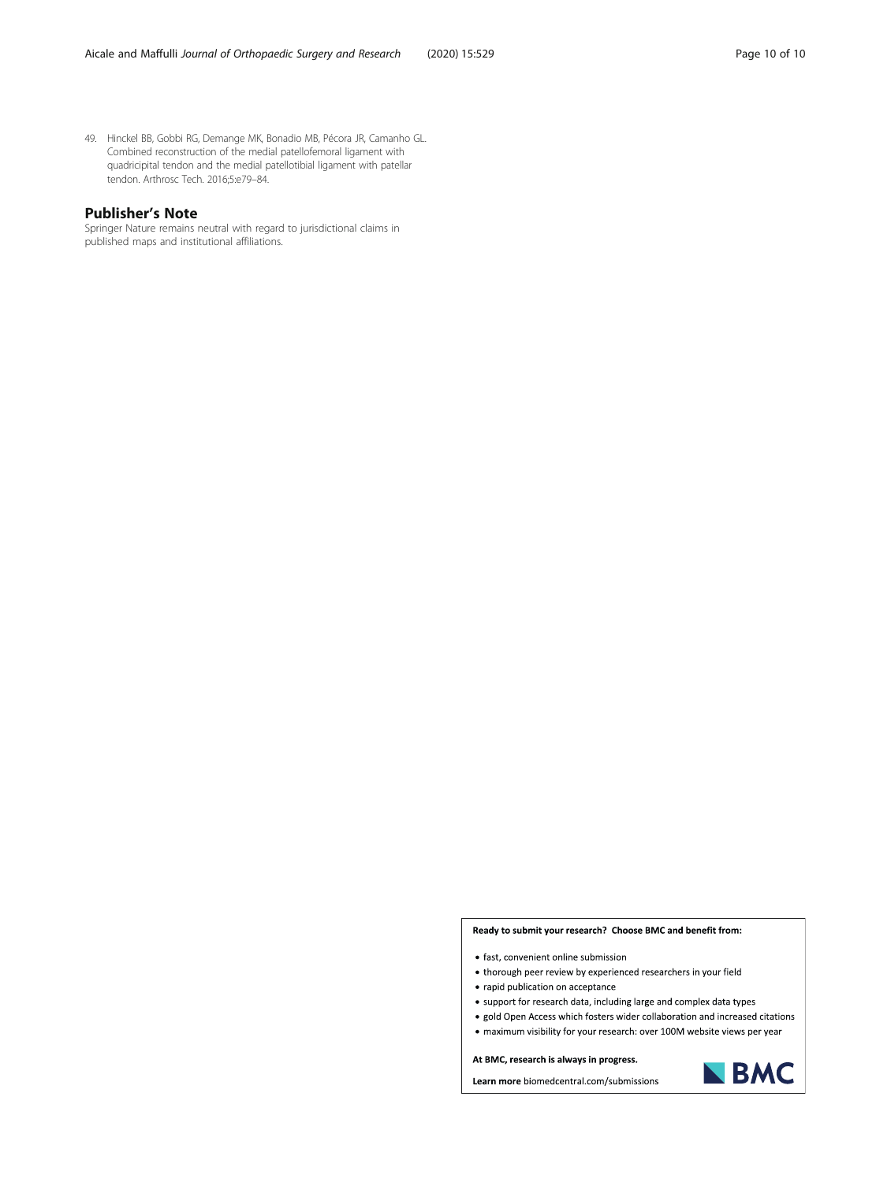49. Hinckel BB, Gobbi RG, Demange MK, Bonadio MB, Pécora JR, Camanho GL. Combined reconstruction of the medial patellofemoral ligament with quadricipital tendon and the medial patellotibial ligament with patellar tendon. Arthrosc Tech. 2016;5:e79–84.

## Publisher's Note

Springer Nature remains neutral with regard to jurisdictional claims in published maps and institutional affiliations.

**Ready to submit your research? Choose BMC and benefit from:**

- fast, convenient online submission
- thorough peer review by experienced researchers in your field
- rapid publication on acceptance
- support for research data, including large and complex data types
- gold Open Access which fosters wider collaboration and increased citations
- maximum visibility for your research: over 100M website views per year

**At BMC, research is always in progress.**

**Learn more** biomedcentral.com/submissions

BMC